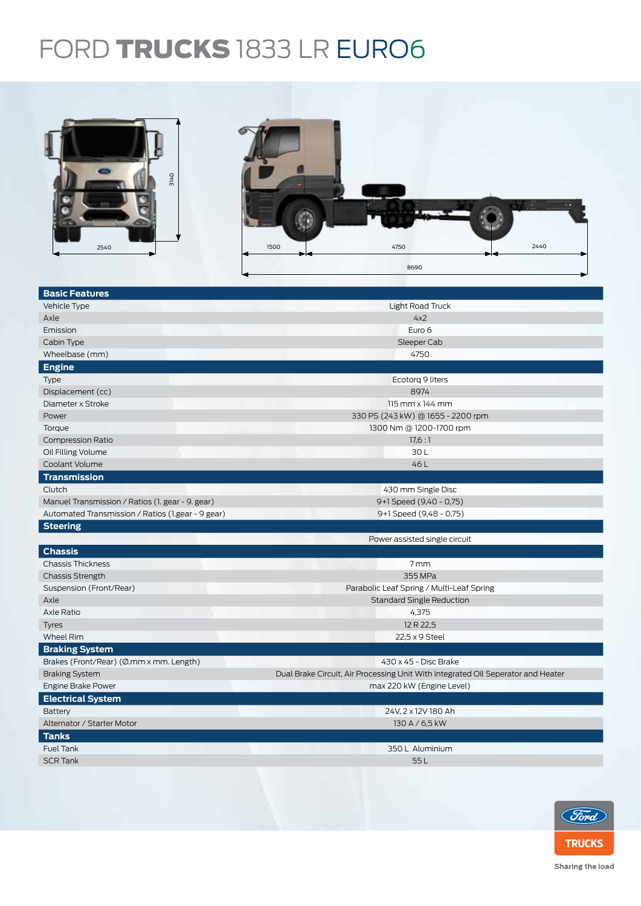# FORD **TRUCKS** 1833 LR EURO6

2540 3140 1500 4750 2440 8690

| **Basic Features** | |
|---|---|
| Vehicle Type | Light Road Truck |
| Axle | 4x2 |
| Emission | Euro 6 |
| Cabin Type | Sleeper Cab |
| Wheelbase (mm) | 4750 |
| **Engine** | |
| Type | Ecotorq 9 liters |
| Displacement (cc) | 8974 |
| Diameter x Stroke | 115 mm x 144 mm |
| Power | 330 PS (243 kW) @ 1655 - 2200 rpm |
| Torque | 1300 Nm @ 1200-1700 rpm |
| Compression Ratio | 17,6 : 1 |
| Oil Filling Volume | 30 L |
| Coolant Volume | 46 L |
| **Transmission** | |
| Clutch | 430 mm Single Disc |
| Manuel Transmission / Ratios (1. gear - 9. gear) | 9+1 Speed (9,40 - 0,75) |
| Automated Transmission / Ratios (1.gear - 9 gear) | 9+1 Speed (9,48 - 0,75) |
| **Steering** | |
| | Power assisted single circuit |
| **Chassis** | |
| Chassis Thickness | 7 mm |
| Chassis Strength | 355 MPa |
| Suspension (Front/Rear) | Parabolic Leaf Spring / Multi-Leaf Spring |
| Axle | Standard Single Reduction |
| Axle Ratio | 4,375 |
| Tyres | 12 R 22,5 |
| Wheel Rim | 22,5 x 9 Steel |
| **Braking System** | |
| Brakes (Front/Rear) (Ø.mm x mm. Length) | 430 x 45 - Disc Brake |
| Braking System | Dual Brake Circuit, Air Processing Unit With Integrated Oil Seperator and Heater |
| Engine Brake Power | max 220 kW (Engine Level) |
| **Electrical System** | |
| Battery | 24V, 2 x 12V 180 Ah |
| Alternator / Starter Motor | 130 A / 6,5 kW |
| **Tanks** | |
| Fuel Tank | 350 L Aluminium |
| SCR Tank | 55 L |

Ford TRUCKS

Sharing the load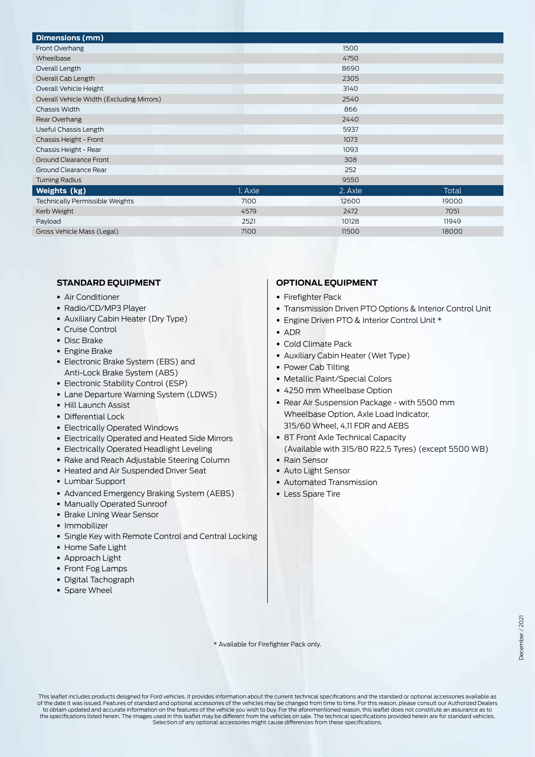| Dimensions (mm) | | | |
|---|---|---|---|
| Front Overhang | | 1500 | |
| Wheelbase | | 4750 | |
| Overall Length | | 8690 | |
| Overall Cab Length | | 2305 | |
| Overall Vehicle Height | | 3140 | |
| Overall Vehicle Width (Excluding Mirrors) | | 2540 | |
| Chassis Width | | 866 | |
| Rear Overhang | | 2440 | |
| Useful Chassis Length | | 5937 | |
| Chassis Height - Front | | 1073 | |
| Chassis Height - Rear | | 1093 | |
| Ground Clearance Front | | 308 | |
| Ground Clearance Rear | | 252 | |
| Turning Radius | | 9550 | |
| **Weights (kg)** | **1. Axle** | **2. Axle** | **Total** |
| Technically Permissible Weights | 7100 | 12600 | 19000 |
| Kerb Weight | 4579 | 2472 | 7051 |
| Payload | 2521 | 10128 | 11949 |
| Gross Vehicle Mass (Legal) | 7100 | 11500 | 18000 |

## STANDARD EQUIPMENT

- Air Conditioner
- Radio/CD/MP3 Player
- Auxiliary Cabin Heater (Dry Type)
- Cruise Control
- Disc Brake
- Engine Brake
- Electronic Brake System (EBS) and Anti-Lock Brake System (ABS)
- Electronic Stability Control (ESP)
- Lane Departure Warning System (LDWS)
- Hill Launch Assist
- Differential Lock
- Electrically Operated Windows
- Electrically Operated and Heated Side Mirrors
- Electrically Operated Headlight Leveling
- Rake and Reach Adjustable Steering Column
- Heated and Air Suspended Driver Seat
- Lumbar Support
- Advanced Emergency Braking System (AEBS)
- Manually Operated Sunroof
- Brake Lining Wear Sensor
- Immobilizer
- Single Key with Remote Control and Central Locking
- Home Safe Light
- Approach Light
- Front Fog Lamps
- Digital Tachograph
- Spare Wheel

## OPTIONAL EQUIPMENT

- Firefighter Pack
- Transmission Driven PTO Options & Interior Control Unit
- Engine Driven PTO & Interior Control Unit *
- ADR
- Cold Climate Pack
- Auxiliary Cabin Heater (Wet Type)
- Power Cab Tilting
- Metallic Paint/Special Colors
- 4250 mm Wheelbase Option
- Rear Air Suspension Package - with 5500 mm Wheelbase Option, Axle Load Indicator, 315/60 Wheel, 4,11 FDR and AEBS
- 8T Front Axle Technical Capacity (Available with 315/80 R22,5 Tyres) (except 5500 WB)
- Rain Sensor
- Auto Light Sensor
- Automated Transmission
- Less Spare Tire

\* Available for Firefighter Pack only.

December / 2021

This leaflet includes products designed for Ford vehicles. It provides information about the current technical specifications and the standard or optional accessories available as of the date it was issued. Features of standard and optional accessories of the vehicles may be changed from time to time. For this reason, please consult our Authorized Dealers to obtain updated and accurate information on the features of the vehicle you wish to buy. For the aforementioned reason, this leaflet does not constitute an assurance as to the specifications listed herein. The images used in this leaflet may be different from the vehicles on sale. The technical specifications provided herein are for standard vehicles. Selection of any optional accessories might cause differences from these specifications.